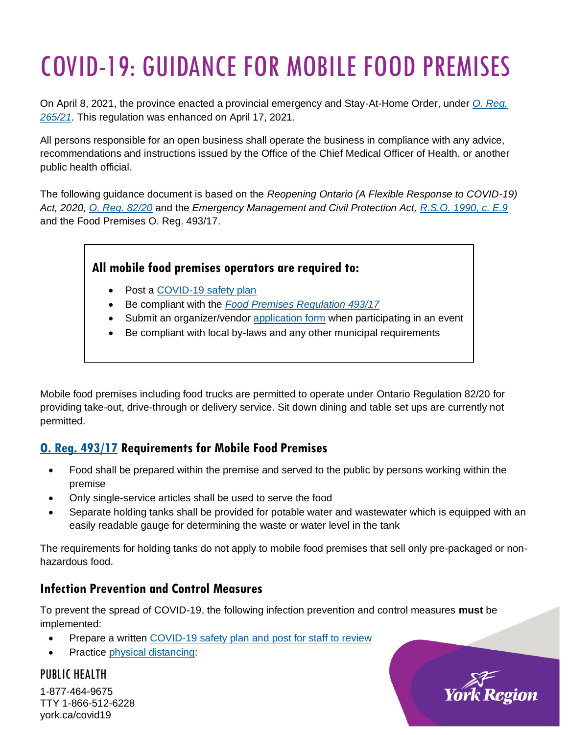# COVID-19: GUIDANCE FOR MOBILE FOOD PREMISES

On April 8, 2021, the province enacted a provincial emergency and Stay-At-Home Order, under *O. Reg. 265/21.* This regulation was enhanced on April 17, 2021.

All persons responsible for an open business shall operate the business in compliance with any advice, recommendations and instructions issued by the Office of the Chief Medical Officer of Health, or another public health official.

The following guidance document is based on the *Reopening Ontario (A Flexible Response to COVID-19) Act, 2020, O. Reg. 82/20* and the *Emergency Management and Civil Protection Act, R.S.O. 1990, c. E.9* and the Food Premises O. Reg. 493/17.

### All mobile food premises operators are required to:

- Post a COVID-19 safety plan
- Be compliant with the *Food Premises Regulation 493/17*
- Submit an organizer/vendor application form when participating in an event
- Be compliant with local by-laws and any other municipal requirements

Mobile food premises including food trucks are permitted to operate under Ontario Regulation 82/20 for providing take-out, drive-through or delivery service. Sit down dining and table set ups are currently not permitted.

## O. Reg. 493/17 Requirements for Mobile Food Premises

- Food shall be prepared within the premise and served to the public by persons working within the premise
- Only single-service articles shall be used to serve the food
- Separate holding tanks shall be provided for potable water and wastewater which is equipped with an easily readable gauge for determining the waste or water level in the tank

The requirements for holding tanks do not apply to mobile food premises that sell only pre-packaged or non-hazardous food.

## Infection Prevention and Control Measures

To prevent the spread of COVID-19, the following infection prevention and control measures **must** be implemented:

- Prepare a written COVID-19 safety plan and post for staff to review
- Practice physical distancing:

PUBLIC HEALTH

1-877-464-9675
TTY 1-866-512-6228
york.ca/covid19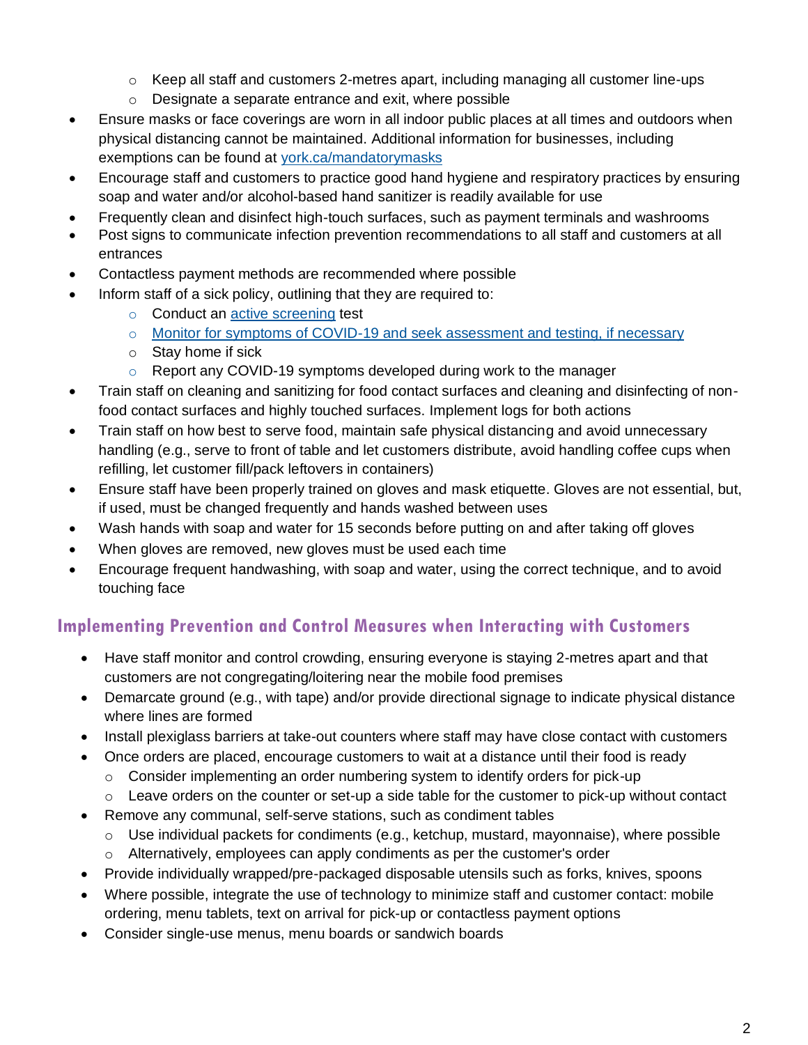- Keep all staff and customers 2-metres apart, including managing all customer line-ups
  - Designate a separate entrance and exit, where possible
- Ensure masks or face coverings are worn in all indoor public places at all times and outdoors when physical distancing cannot be maintained. Additional information for businesses, including exemptions can be found at [york.ca/mandatorymasks](york.ca/mandatorymasks)
- Encourage staff and customers to practice good hand hygiene and respiratory practices by ensuring soap and water and/or alcohol-based hand sanitizer is readily available for use
- Frequently clean and disinfect high-touch surfaces, such as payment terminals and washrooms
- Post signs to communicate infection prevention recommendations to all staff and customers at all entrances
- Contactless payment methods are recommended where possible
- Inform staff of a sick policy, outlining that they are required to:
  - Conduct an active screening test
  - Monitor for symptoms of COVID-19 and seek assessment and testing, if necessary
  - Stay home if sick
  - Report any COVID-19 symptoms developed during work to the manager
- Train staff on cleaning and sanitizing for food contact surfaces and cleaning and disinfecting of non-food contact surfaces and highly touched surfaces. Implement logs for both actions
- Train staff on how best to serve food, maintain safe physical distancing and avoid unnecessary handling (e.g., serve to front of table and let customers distribute, avoid handling coffee cups when refilling, let customer fill/pack leftovers in containers)
- Ensure staff have been properly trained on gloves and mask etiquette. Gloves are not essential, but, if used, must be changed frequently and hands washed between uses
- Wash hands with soap and water for 15 seconds before putting on and after taking off gloves
- When gloves are removed, new gloves must be used each time
- Encourage frequent handwashing, with soap and water, using the correct technique, and to avoid touching face

## Implementing Prevention and Control Measures when Interacting with Customers

- Have staff monitor and control crowding, ensuring everyone is staying 2-metres apart and that customers are not congregating/loitering near the mobile food premises
- Demarcate ground (e.g., with tape) and/or provide directional signage to indicate physical distance where lines are formed
- Install plexiglass barriers at take-out counters where staff may have close contact with customers
- Once orders are placed, encourage customers to wait at a distance until their food is ready
  - Consider implementing an order numbering system to identify orders for pick-up
  - Leave orders on the counter or set-up a side table for the customer to pick-up without contact
- Remove any communal, self-serve stations, such as condiment tables
  - Use individual packets for condiments (e.g., ketchup, mustard, mayonnaise), where possible
  - Alternatively, employees can apply condiments as per the customer's order
- Provide individually wrapped/pre-packaged disposable utensils such as forks, knives, spoons
- Where possible, integrate the use of technology to minimize staff and customer contact: mobile ordering, menu tablets, text on arrival for pick-up or contactless payment options
- Consider single-use menus, menu boards or sandwich boards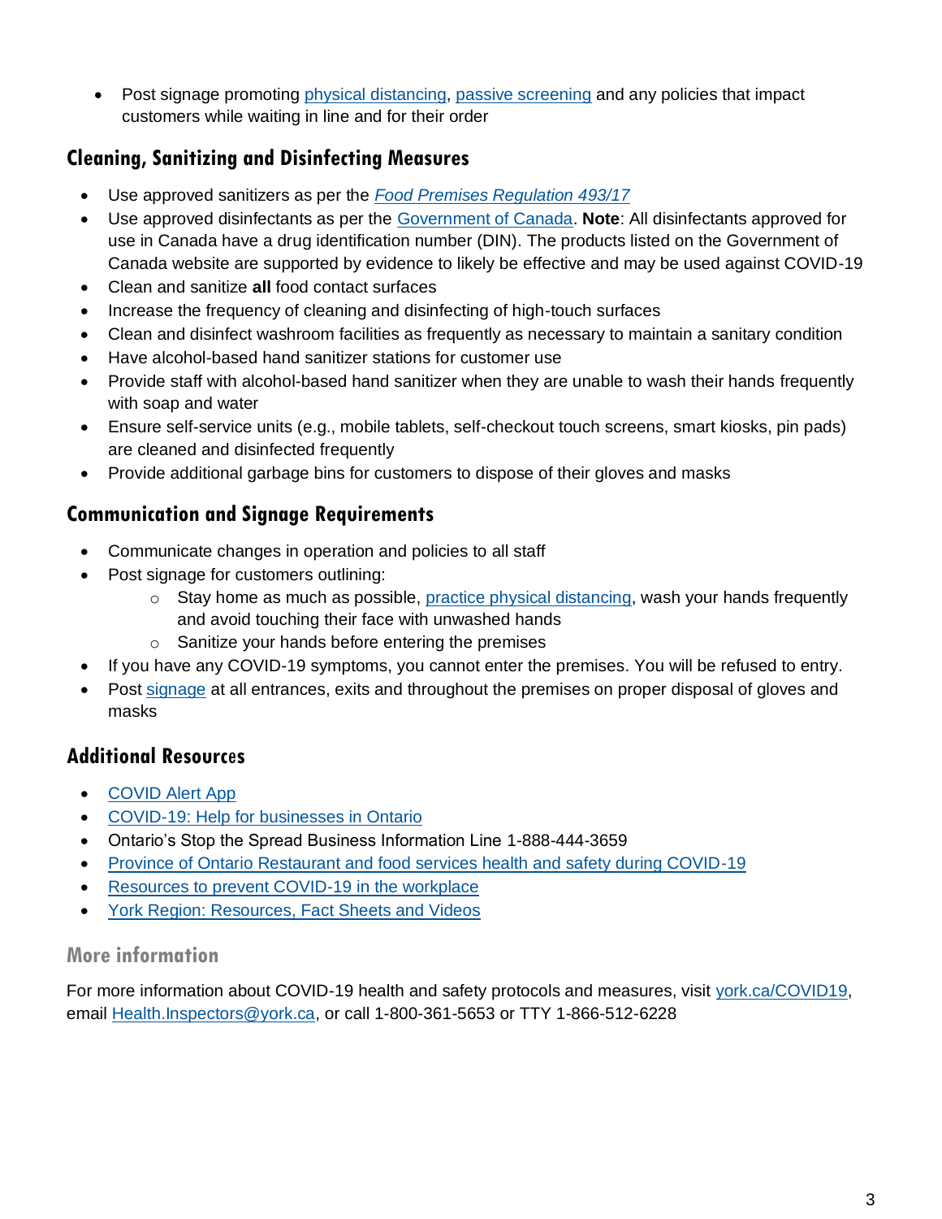- Post signage promoting physical distancing, passive screening and any policies that impact customers while waiting in line and for their order

## Cleaning, Sanitizing and Disinfecting Measures

- Use approved sanitizers as per the *Food Premises Regulation 493/17*
- Use approved disinfectants as per the Government of Canada. **Note**: All disinfectants approved for use in Canada have a drug identification number (DIN). The products listed on the Government of Canada website are supported by evidence to likely be effective and may be used against COVID-19
- Clean and sanitize **all** food contact surfaces
- Increase the frequency of cleaning and disinfecting of high-touch surfaces
- Clean and disinfect washroom facilities as frequently as necessary to maintain a sanitary condition
- Have alcohol-based hand sanitizer stations for customer use
- Provide staff with alcohol-based hand sanitizer when they are unable to wash their hands frequently with soap and water
- Ensure self-service units (e.g., mobile tablets, self-checkout touch screens, smart kiosks, pin pads) are cleaned and disinfected frequently
- Provide additional garbage bins for customers to dispose of their gloves and masks

## Communication and Signage Requirements

- Communicate changes in operation and policies to all staff
- Post signage for customers outlining:
  - Stay home as much as possible, practice physical distancing, wash your hands frequently and avoid touching their face with unwashed hands
  - Sanitize your hands before entering the premises
- If you have any COVID-19 symptoms, you cannot enter the premises. You will be refused to entry.
- Post signage at all entrances, exits and throughout the premises on proper disposal of gloves and masks

## Additional Resources

- COVID Alert App
- COVID-19: Help for businesses in Ontario
- Ontario's Stop the Spread Business Information Line 1-888-444-3659
- Province of Ontario Restaurant and food services health and safety during COVID-19
- Resources to prevent COVID-19 in the workplace
- York Region: Resources, Fact Sheets and Videos

### More information

For more information about COVID-19 health and safety protocols and measures, visit york.ca/COVID19, email Health.Inspectors@york.ca, or call 1-800-361-5653 or TTY 1-866-512-6228